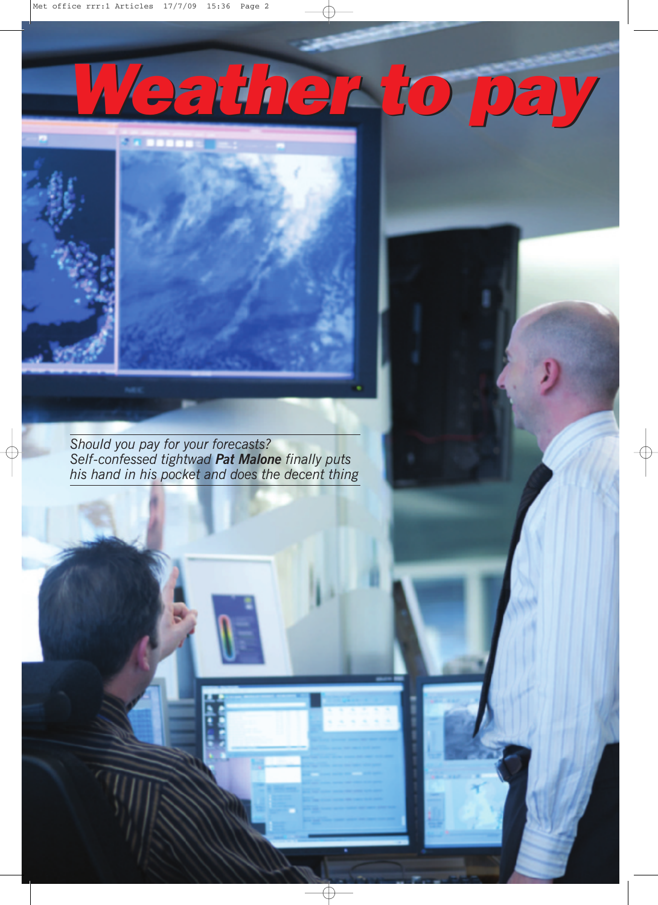# Weather to pay

*Should you pay for your forecasts? Self-confessed tightwad **Pat Malone** finally puts his hand in his pocket and does the decent thing*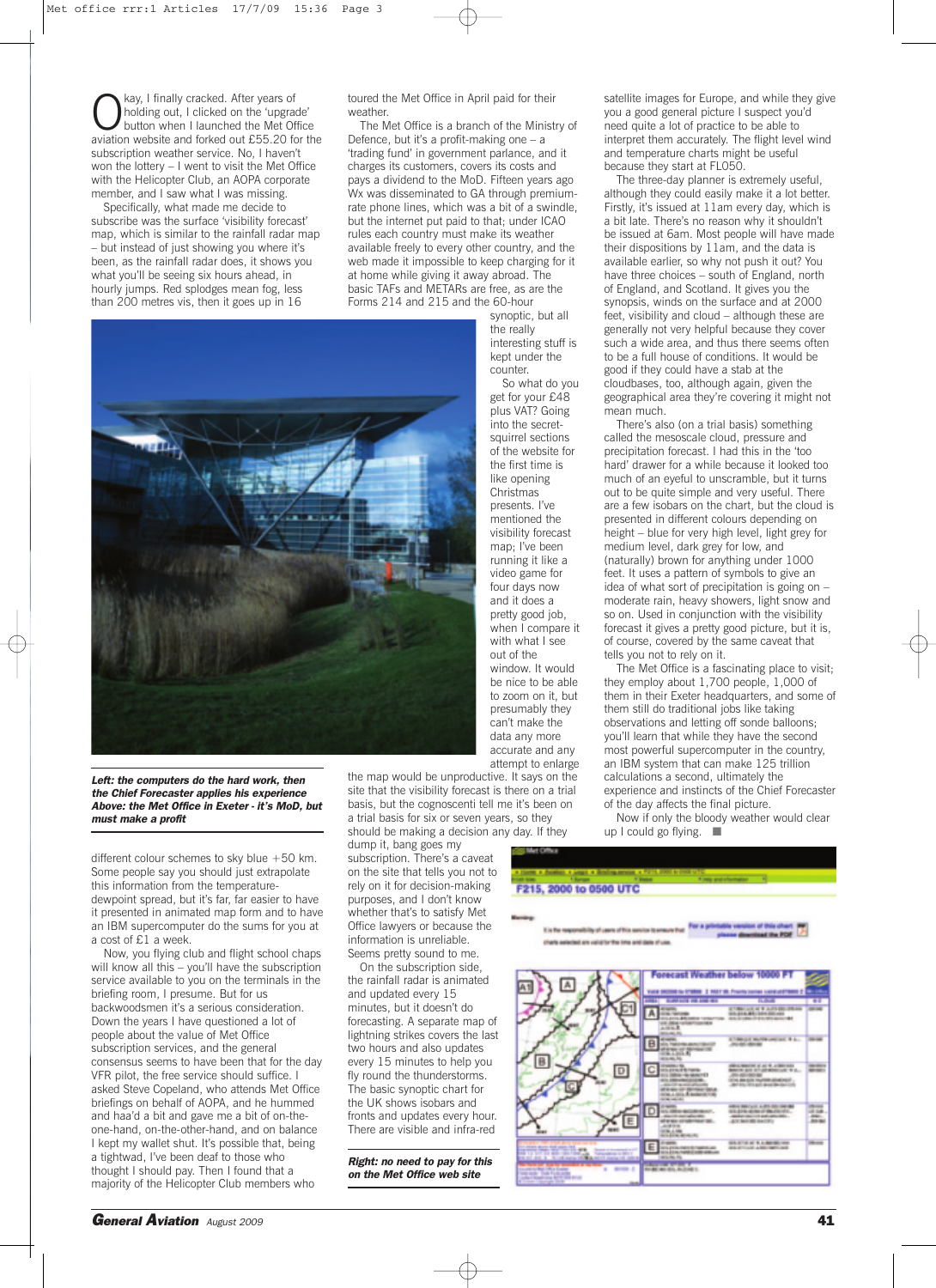Okay, I finally cracked. After years of holding out, I clicked on the 'upgrade' button when I launched the Met Office aviation website and forked out £55.20 for the subscription weather service. No, I haven't won the lottery – I went to visit the Met Office with the Helicopter Club, an AOPA corporate member, and I saw what I was missing.

Specifically, what made me decide to subscribe was the surface 'visibility forecast' map, which is similar to the rainfall radar map – but instead of just showing you where it's been, as the rainfall radar does, it shows you what you'll be seeing six hours ahead, in hourly jumps. Red splodges mean fog, less than 200 metres vis, then it goes up in 16 different colour schemes to sky blue +50 km. Some people say you should just extrapolate this information from the temperature-dewpoint spread, but it's far, far easier to have it presented in animated map form and to have an IBM supercomputer do the sums for you at a cost of £1 a week.

Now, you flying club and flight school chaps will know all this – you'll have the subscription service available to you on the terminals in the briefing room, I presume. But for us backwoodsmen it's a serious consideration. Down the years I have questioned a lot of people about the value of Met Office subscription services, and the general consensus seems to have been that for the day VFR pilot, the free service should suffice. I asked Steve Copeland, who attends Met Office briefings on behalf of AOPA, and he hummed and haa'd a bit and gave me a bit of on-the-one-hand, on-the-other-hand, and on balance I kept my wallet shut. It's possible that, being a tightwad, I've been deaf to those who thought I should pay. Then I found that a majority of the Helicopter Club members who toured the Met Office in April paid for their weather.

The Met Office is a branch of the Ministry of Defence, but it's a profit-making one – a 'trading fund' in government parlance, and it charges its customers, covers its costs and pays a dividend to the MoD. Fifteen years ago Wx was disseminated to GA through premium-rate phone lines, which was a bit of a swindle, but the internet put paid to that; under ICAO rules each country must make its weather available freely to every other country, and the web made it impossible to keep charging for it at home while giving it away abroad. The basic TAFs and METARs are free, as are the Forms 214 and 215 and the 60-hour synoptic, but all the really interesting stuff is kept under the counter.

So what do you get for your £48 plus VAT? Going into the secret-squirrel sections of the website for the first time is like opening Christmas presents. I've mentioned the visibility forecast map; I've been running it like a video game for four days now and it does a pretty good job, when I compare it with what I see out of the window. It would be nice to be able to zoom on it, but presumably they can't make the data any more accurate and any attempt to enlarge the map would be unproductive. It says on the site that the visibility forecast is there on a trial basis, but the cognoscenti tell me it's been on a trial basis for six or seven years, so they should be making a decision any day. If they dump it, bang goes my subscription. There's a caveat on the site that tells you not to rely on it for decision-making purposes, and I don't know whether that's to satisfy Met Office lawyers or because the information is unreliable. Seems pretty sound to me.

On the subscription side, the rainfall radar is animated and updated every 15 minutes, but it doesn't do forecasting. A separate map of lightning strikes covers the last two hours and also updates every 15 minutes to help you fly round the thunderstorms. The basic synoptic chart for the UK shows isobars and fronts and updates every hour. There are visible and infra-red satellite images for Europe, and while they give you a good general picture I suspect you'd need quite a lot of practice to be able to interpret them accurately. The flight level wind and temperature charts might be useful because they start at FL050.

The three-day planner is extremely useful, although they could easily make it a lot better. Firstly, it's issued at 11am every day, which is a bit late. There's no reason why it shouldn't be issued at 6am. Most people will have made their dispositions by 11am, and the data is available earlier, so why not push it out? You have three choices – south of England, north of England, and Scotland. It gives you the synopsis, winds on the surface and at 2000 feet, visibility and cloud – although these are generally not very helpful because they cover such a wide area, and thus there seems often to be a full house of conditions. It would be good if they could have a stab at the cloudbases, too, although again, given the geographical area they're covering it might not mean much.

There's also (on a trial basis) something called the mesoscale cloud, pressure and precipitation forecast. I had this in the 'too hard' drawer for a while because it looked too much of an eyeful to unscramble, but it turns out to be quite simple and very useful. There are a few isobars on the chart, but the cloud is presented in different colours depending on height – blue for very high level, light grey for medium level, dark grey for low, and (naturally) brown for anything under 1000 feet. It uses a pattern of symbols to give an idea of what sort of precipitation is going on – moderate rain, heavy showers, light snow and so on. Used in conjunction with the visibility forecast it gives a pretty good picture, but it is, of course, covered by the same caveat that tells you not to rely on it.

The Met Office is a fascinating place to visit; they employ about 1,700 people, 1,000 of them in their Exeter headquarters, and some of them still do traditional jobs like taking observations and letting off sonde balloons; you'll learn that while they have the second most powerful supercomputer in the country, an IBM system that can make 125 trillion calculations a second, ultimately the experience and instincts of the Chief Forecaster of the day affects the final picture.

Now if only the bloody weather would clear up I could go flying. ■

***Left: the computers do the hard work, then the Chief Forecaster applies his experience***
***Above: the Met Office in Exeter - it's MoD, but must make a profit***

***Right: no need to pay for this on the Met Office web site***